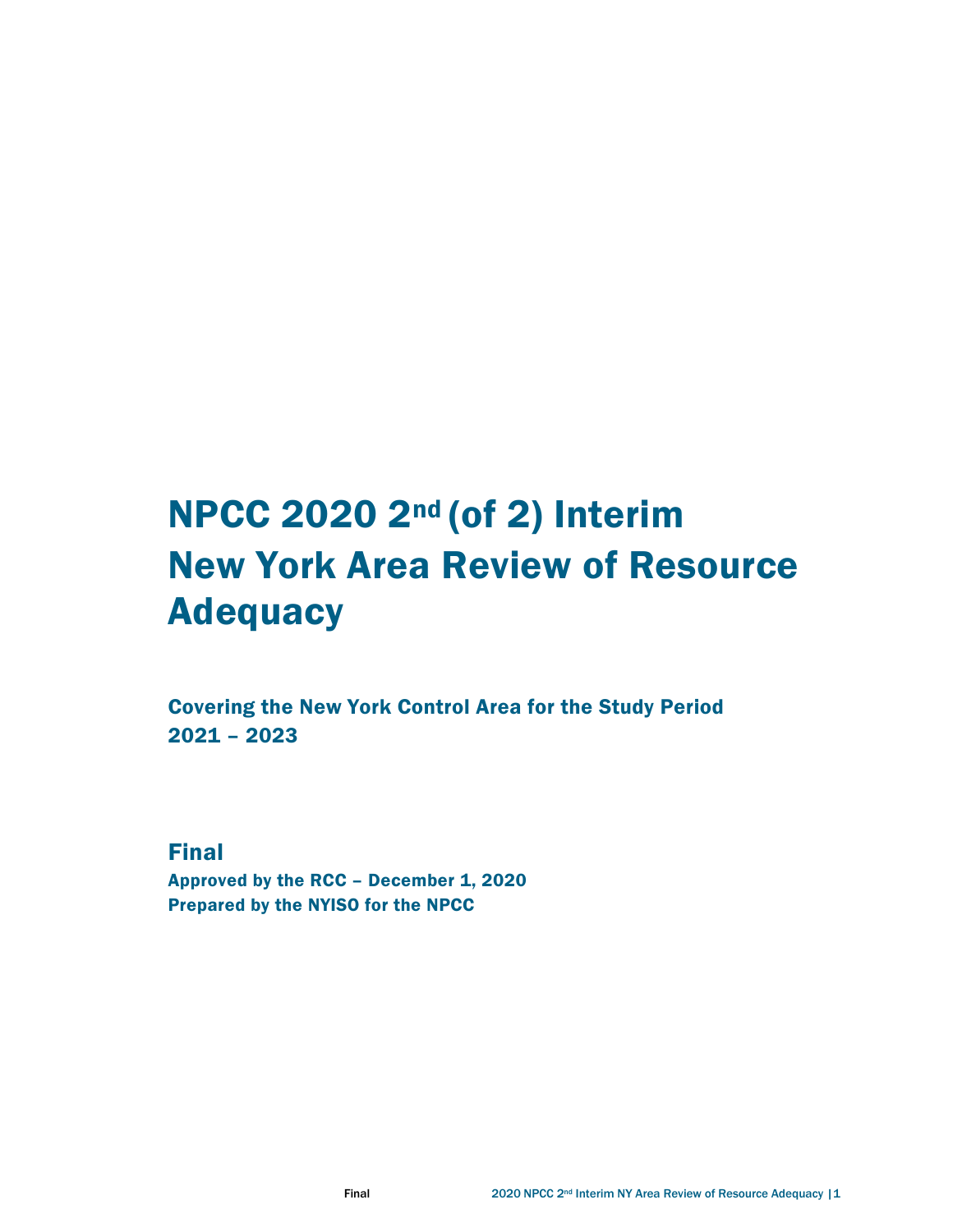# NPCC 2020 2nd (of 2) Interim New York Area Review of Resource Adequacy

## Covering the New York Control Area for the Study Period 2021 – 2023

## Final

**Approved by the RCC – December 1, 2020**

**Prepared by the NYISO for the NPCC**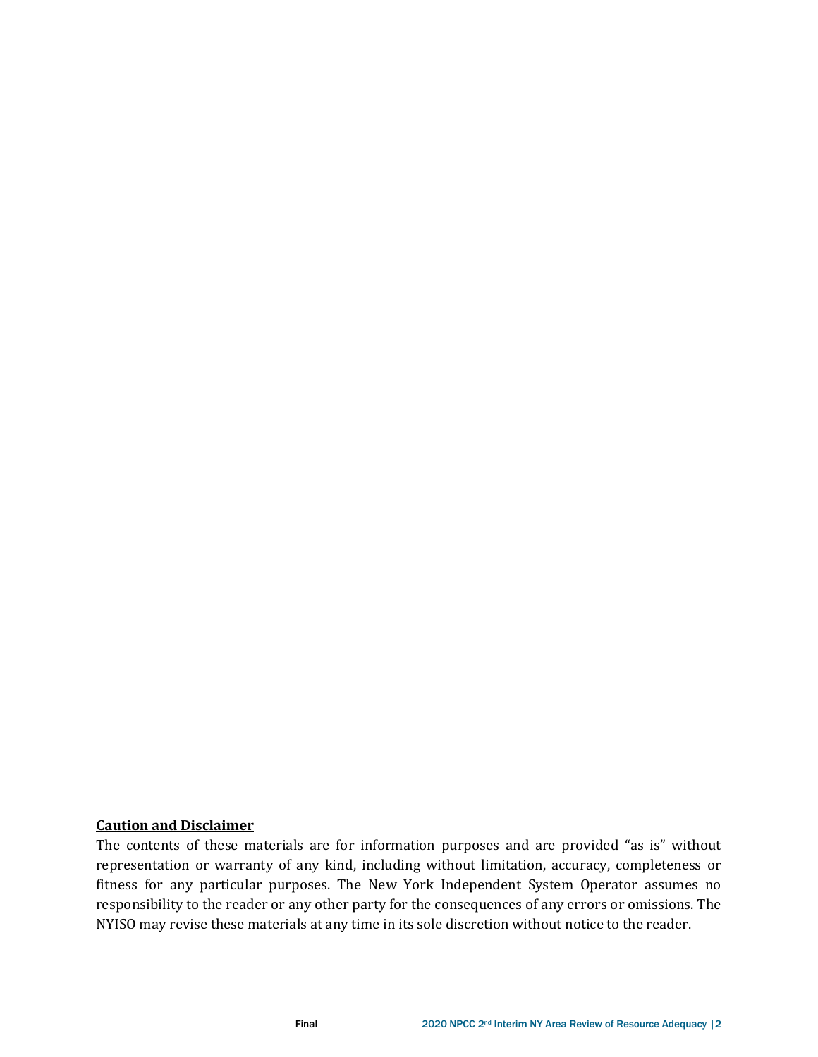**Caution and Disclaimer**

The contents of these materials are for information purposes and are provided "as is" without representation or warranty of any kind, including without limitation, accuracy, completeness or fitness for any particular purposes. The New York Independent System Operator assumes no responsibility to the reader or any other party for the consequences of any errors or omissions. The NYISO may revise these materials at any time in its sole discretion without notice to the reader.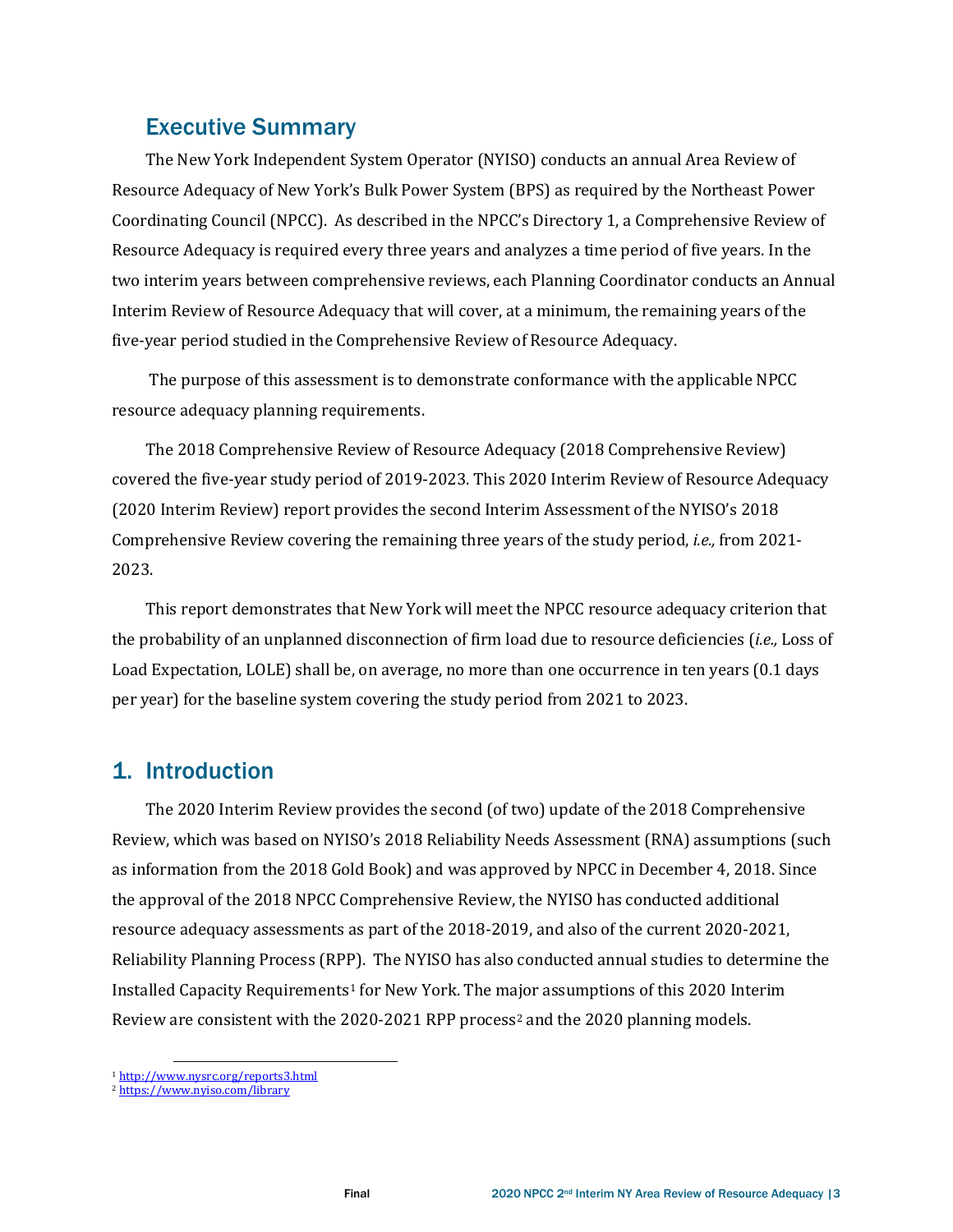## Executive Summary

The New York Independent System Operator (NYISO) conducts an annual Area Review of Resource Adequacy of New York's Bulk Power System (BPS) as required by the Northeast Power Coordinating Council (NPCC). As described in the NPCC's Directory 1, a Comprehensive Review of Resource Adequacy is required every three years and analyzes a time period of five years. In the two interim years between comprehensive reviews, each Planning Coordinator conducts an Annual Interim Review of Resource Adequacy that will cover, at a minimum, the remaining years of the five-year period studied in the Comprehensive Review of Resource Adequacy.

The purpose of this assessment is to demonstrate conformance with the applicable NPCC resource adequacy planning requirements.

The 2018 Comprehensive Review of Resource Adequacy (2018 Comprehensive Review) covered the five-year study period of 2019-2023. This 2020 Interim Review of Resource Adequacy (2020 Interim Review) report provides the second Interim Assessment of the NYISO's 2018 Comprehensive Review covering the remaining three years of the study period, *i.e.,* from 2021-2023.

This report demonstrates that New York will meet the NPCC resource adequacy criterion that the probability of an unplanned disconnection of firm load due to resource deficiencies (*i.e.,* Loss of Load Expectation, LOLE) shall be, on average, no more than one occurrence in ten years (0.1 days per year) for the baseline system covering the study period from 2021 to 2023.

## 1. Introduction

The 2020 Interim Review provides the second (of two) update of the 2018 Comprehensive Review, which was based on NYISO's 2018 Reliability Needs Assessment (RNA) assumptions (such as information from the 2018 Gold Book) and was approved by NPCC in December 4, 2018. Since the approval of the 2018 NPCC Comprehensive Review, the NYISO has conducted additional resource adequacy assessments as part of the 2018-2019, and also of the current 2020-2021, Reliability Planning Process (RPP). The NYISO has also conducted annual studies to determine the Installed Capacity Requirements[1] for New York. The major assumptions of this 2020 Interim Review are consistent with the 2020-2021 RPP process[2] and the 2020 planning models.

[1] http://www.nysrc.org/reports3.html

[2] https://www.nyiso.com/library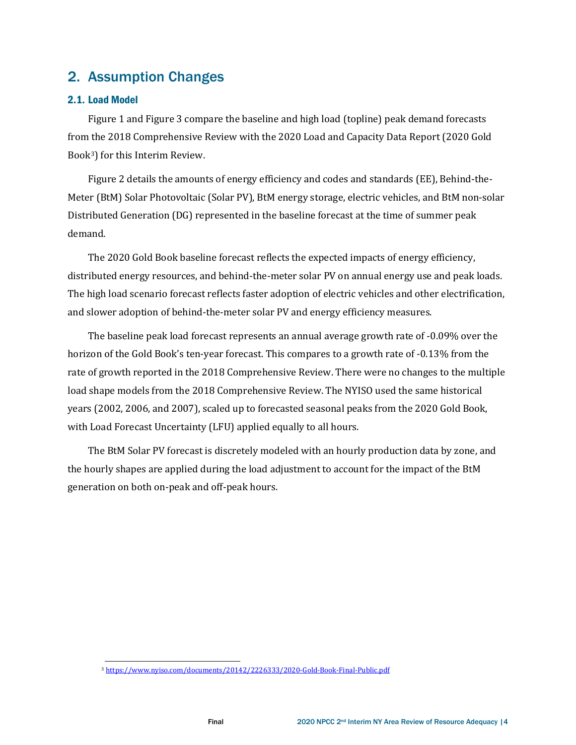## 2. Assumption Changes

### 2.1. Load Model

Figure 1 and Figure 3 compare the baseline and high load (topline) peak demand forecasts from the 2018 Comprehensive Review with the 2020 Load and Capacity Data Report (2020 Gold Book[3]) for this Interim Review.

Figure 2 details the amounts of energy efficiency and codes and standards (EE), Behind-the-Meter (BtM) Solar Photovoltaic (Solar PV), BtM energy storage, electric vehicles, and BtM non-solar Distributed Generation (DG) represented in the baseline forecast at the time of summer peak demand.

The 2020 Gold Book baseline forecast reflects the expected impacts of energy efficiency, distributed energy resources, and behind-the-meter solar PV on annual energy use and peak loads. The high load scenario forecast reflects faster adoption of electric vehicles and other electrification, and slower adoption of behind-the-meter solar PV and energy efficiency measures.

The baseline peak load forecast represents an annual average growth rate of -0.09% over the horizon of the Gold Book's ten-year forecast. This compares to a growth rate of -0.13% from the rate of growth reported in the 2018 Comprehensive Review. There were no changes to the multiple load shape models from the 2018 Comprehensive Review. The NYISO used the same historical years (2002, 2006, and 2007), scaled up to forecasted seasonal peaks from the 2020 Gold Book, with Load Forecast Uncertainty (LFU) applied equally to all hours.

The BtM Solar PV forecast is discretely modeled with an hourly production data by zone, and the hourly shapes are applied during the load adjustment to account for the impact of the BtM generation on both on-peak and off-peak hours.

[3] https://www.nyiso.com/documents/20142/2226333/2020-Gold-Book-Final-Public.pdf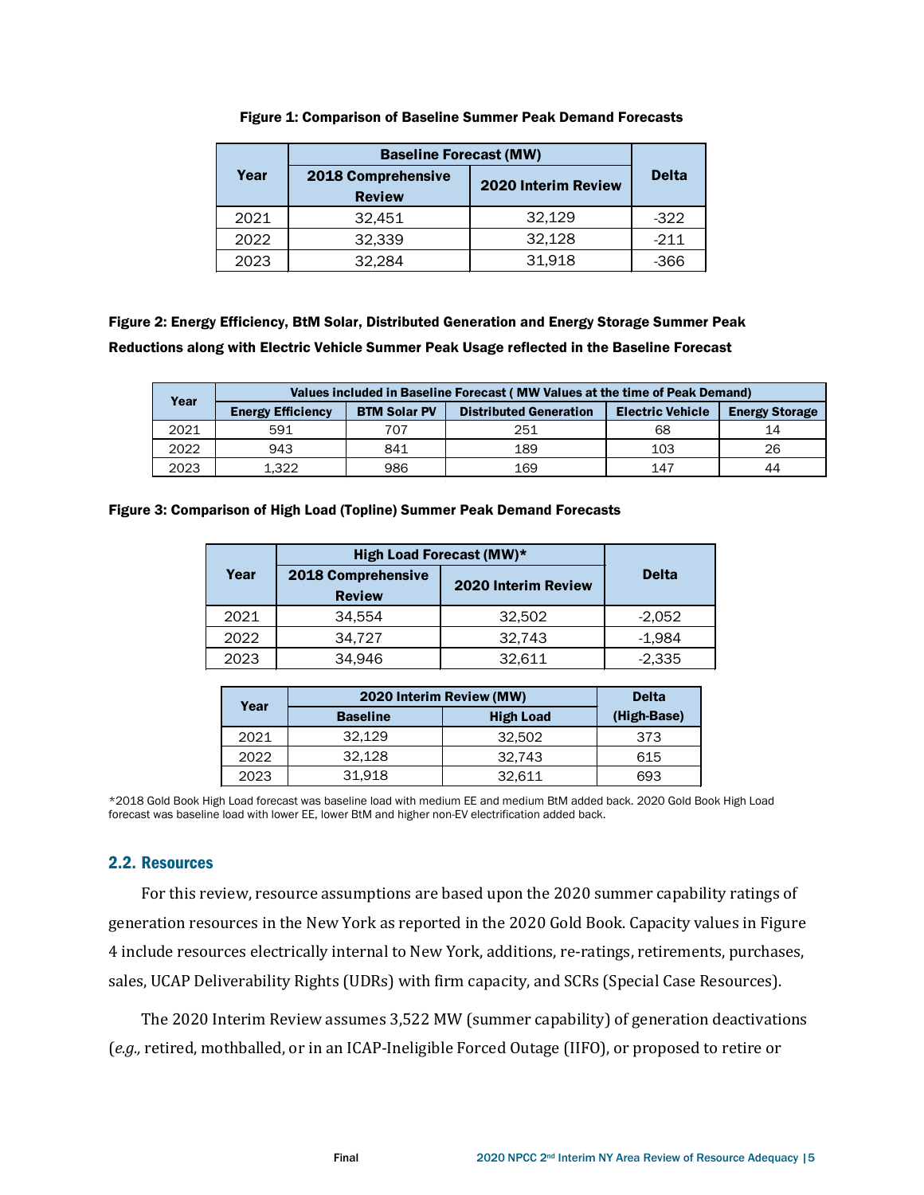**Figure 1: Comparison of Baseline Summer Peak Demand Forecasts**

| Year | Baseline Forecast (MW) | | Delta |
|---|---|---|---|
| | 2018 Comprehensive Review | 2020 Interim Review | |
| 2021 | 32,451 | 32,129 | -322 |
| 2022 | 32,339 | 32,128 | -211 |
| 2023 | 32,284 | 31,918 | -366 |

**Figure 2: Energy Efficiency, BtM Solar, Distributed Generation and Energy Storage Summer Peak Reductions along with Electric Vehicle Summer Peak Usage reflected in the Baseline Forecast**

| Year | Values included in Baseline Forecast ( MW Values at the time of Peak Demand) | | | | |
|---|---|---|---|---|---|
| | Energy Efficiency | BTM Solar PV | Distributed Generation | Electric Vehicle | Energy Storage |
| 2021 | 591 | 707 | 251 | 68 | 14 |
| 2022 | 943 | 841 | 189 | 103 | 26 |
| 2023 | 1,322 | 986 | 169 | 147 | 44 |

**Figure 3: Comparison of High Load (Topline) Summer Peak Demand Forecasts**

| Year | High Load Forecast (MW)* | | Delta |
|---|---|---|---|
| | 2018 Comprehensive Review | 2020 Interim Review | |
| 2021 | 34,554 | 32,502 | -2,052 |
| 2022 | 34,727 | 32,743 | -1,984 |
| 2023 | 34,946 | 32,611 | -2,335 |

| Year | 2020 Interim Review (MW) | | Delta (High-Base) |
|---|---|---|---|
| | Baseline | High Load | |
| 2021 | 32,129 | 32,502 | 373 |
| 2022 | 32,128 | 32,743 | 615 |
| 2023 | 31,918 | 32,611 | 693 |

*2018 Gold Book High Load forecast was baseline load with medium EE and medium BtM added back. 2020 Gold Book High Load forecast was baseline load with lower EE, lower BtM and higher non-EV electrification added back.

## 2.2. Resources

For this review, resource assumptions are based upon the 2020 summer capability ratings of generation resources in the New York as reported in the 2020 Gold Book. Capacity values in Figure 4 include resources electrically internal to New York, additions, re-ratings, retirements, purchases, sales, UCAP Deliverability Rights (UDRs) with firm capacity, and SCRs (Special Case Resources).

The 2020 Interim Review assumes 3,522 MW (summer capability) of generation deactivations (*e.g.,* retired, mothballed, or in an ICAP-Ineligible Forced Outage (IIFO), or proposed to retire or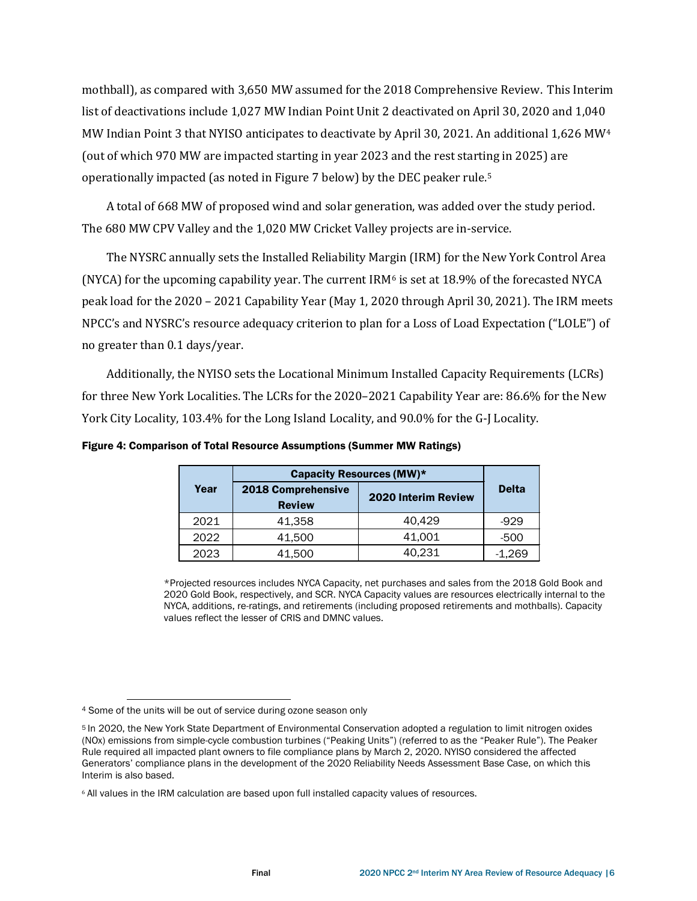mothball), as compared with 3,650 MW assumed for the 2018 Comprehensive Review. This Interim list of deactivations include 1,027 MW Indian Point Unit 2 deactivated on April 30, 2020 and 1,040 MW Indian Point 3 that NYISO anticipates to deactivate by April 30, 2021. An additional 1,626 MW[4] (out of which 970 MW are impacted starting in year 2023 and the rest starting in 2025) are operationally impacted (as noted in Figure 7 below) by the DEC peaker rule.[5]

A total of 668 MW of proposed wind and solar generation, was added over the study period. The 680 MW CPV Valley and the 1,020 MW Cricket Valley projects are in-service.

The NYSRC annually sets the Installed Reliability Margin (IRM) for the New York Control Area (NYCA) for the upcoming capability year. The current IRM[6] is set at 18.9% of the forecasted NYCA peak load for the 2020 – 2021 Capability Year (May 1, 2020 through April 30, 2021). The IRM meets NPCC's and NYSRC's resource adequacy criterion to plan for a Loss of Load Expectation ("LOLE") of no greater than 0.1 days/year.

Additionally, the NYISO sets the Locational Minimum Installed Capacity Requirements (LCRs) for three New York Localities. The LCRs for the 2020–2021 Capability Year are: 86.6% for the New York City Locality, 103.4% for the Long Island Locality, and 90.0% for the G-J Locality.

**Figure 4: Comparison of Total Resource Assumptions (Summer MW Ratings)**

| Year | Capacity Resources (MW)* | | Delta |
|---|---|---|---|
| | 2018 Comprehensive Review | 2020 Interim Review | |
| 2021 | 41,358 | 40,429 | -929 |
| 2022 | 41,500 | 41,001 | -500 |
| 2023 | 41,500 | 40,231 | -1,269 |

*Projected resources includes NYCA Capacity, net purchases and sales from the 2018 Gold Book and 2020 Gold Book, respectively, and SCR. NYCA Capacity values are resources electrically internal to the NYCA, additions, re-ratings, and retirements (including proposed retirements and mothballs). Capacity values reflect the lesser of CRIS and DMNC values.

[4] Some of the units will be out of service during ozone season only

[5] In 2020, the New York State Department of Environmental Conservation adopted a regulation to limit nitrogen oxides (NOx) emissions from simple-cycle combustion turbines ("Peaking Units") (referred to as the "Peaker Rule"). The Peaker Rule required all impacted plant owners to file compliance plans by March 2, 2020. NYISO considered the affected Generators' compliance plans in the development of the 2020 Reliability Needs Assessment Base Case, on which this Interim is also based.

[6] All values in the IRM calculation are based upon full installed capacity values of resources.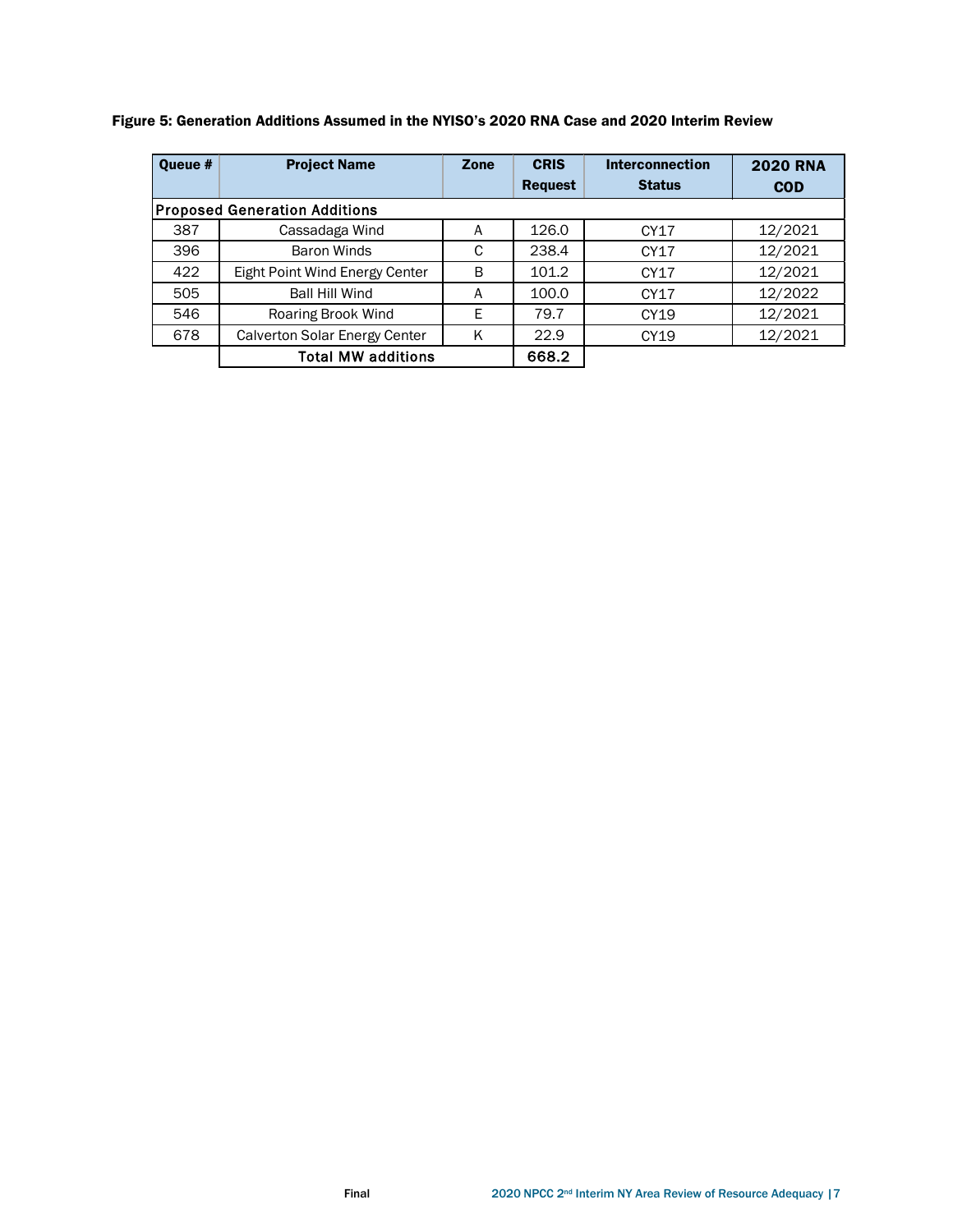**Figure 5: Generation Additions Assumed in the NYISO's 2020 RNA Case and 2020 Interim Review**

| Queue # | Project Name | Zone | CRIS Request | Interconnection Status | 2020 RNA COD |
|---|---|---|---|---|---|
| Proposed Generation Additions | | | | | |
| 387 | Cassadaga Wind | A | 126.0 | CY17 | 12/2021 |
| 396 | Baron Winds | C | 238.4 | CY17 | 12/2021 |
| 422 | Eight Point Wind Energy Center | B | 101.2 | CY17 | 12/2021 |
| 505 | Ball Hill Wind | A | 100.0 | CY17 | 12/2022 |
| 546 | Roaring Brook Wind | E | 79.7 | CY19 | 12/2021 |
| 678 | Calverton Solar Energy Center | K | 22.9 | CY19 | 12/2021 |
| | **Total MW additions** | | **668.2** | | |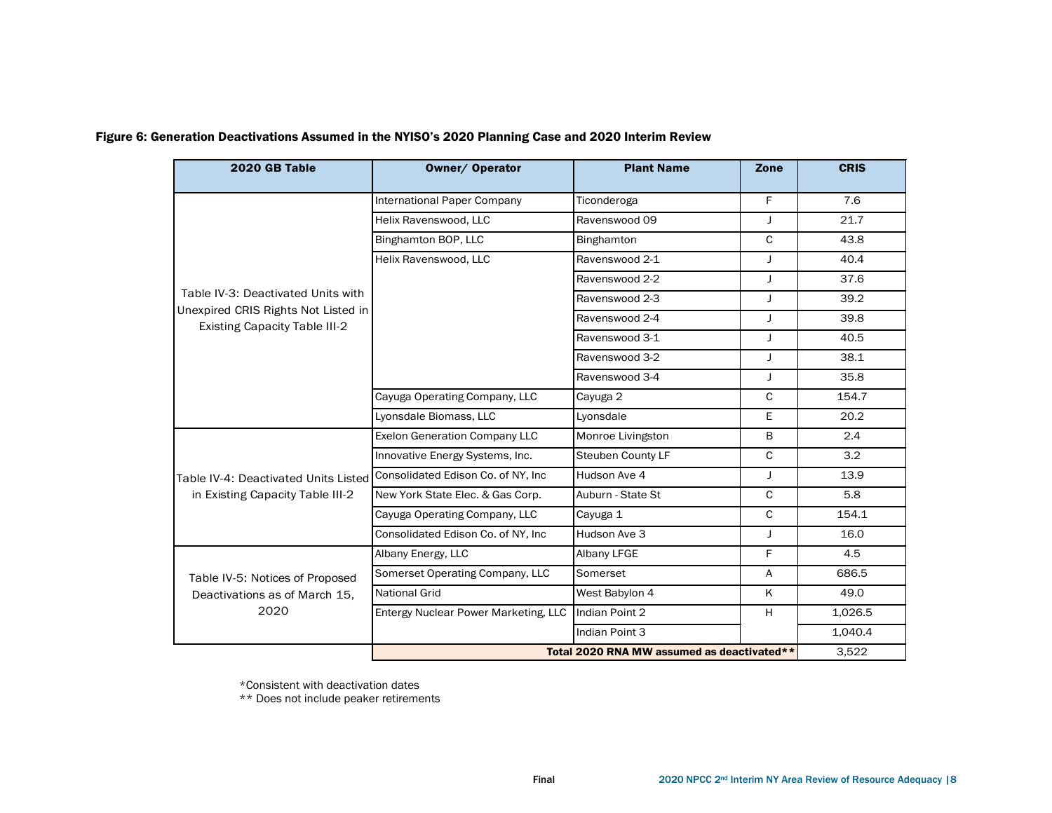**Figure 6: Generation Deactivations Assumed in the NYISO's 2020 Planning Case and 2020 Interim Review**

| 2020 GB Table | Owner/ Operator | Plant Name | Zone | CRIS |
|---|---|---|---|---|
| Table IV-3: Deactivated Units with Unexpired CRIS Rights Not Listed in Existing Capacity Table III-2 | International Paper Company | Ticonderoga | F | 7.6 |
| | Helix Ravenswood, LLC | Ravenswood 09 | J | 21.7 |
| | Binghamton BOP, LLC | Binghamton | C | 43.8 |
| | Helix Ravenswood, LLC | Ravenswood 2-1 | J | 40.4 |
| | | Ravenswood 2-2 | J | 37.6 |
| | | Ravenswood 2-3 | J | 39.2 |
| | | Ravenswood 2-4 | J | 39.8 |
| | | Ravenswood 3-1 | J | 40.5 |
| | | Ravenswood 3-2 | J | 38.1 |
| | | Ravenswood 3-4 | J | 35.8 |
| | Cayuga Operating Company, LLC | Cayuga 2 | C | 154.7 |
| | Lyonsdale Biomass, LLC | Lyonsdale | E | 20.2 |
| Table IV-4: Deactivated Units Listed in Existing Capacity Table III-2 | Exelon Generation Company LLC | Monroe Livingston | B | 2.4 |
| | Innovative Energy Systems, Inc. | Steuben County LF | C | 3.2 |
| | Consolidated Edison Co. of NY, Inc | Hudson Ave 4 | J | 13.9 |
| | New York State Elec. & Gas Corp. | Auburn - State St | C | 5.8 |
| | Cayuga Operating Company, LLC | Cayuga 1 | C | 154.1 |
| | Consolidated Edison Co. of NY, Inc | Hudson Ave 3 | J | 16.0 |
| Table IV-5: Notices of Proposed Deactivations as of March 15, 2020 | Albany Energy, LLC | Albany LFGE | F | 4.5 |
| | Somerset Operating Company, LLC | Somerset | A | 686.5 |
| | National Grid | West Babylon 4 | K | 49.0 |
| | Entergy Nuclear Power Marketing, LLC | Indian Point 2 | H | 1,026.5 |
| | | Indian Point 3 | | 1,040.4 |
| | **Total 2020 RNA MW assumed as deactivated**** | | | 3,522 |

*Consistent with deactivation dates

** Does not include peaker retirements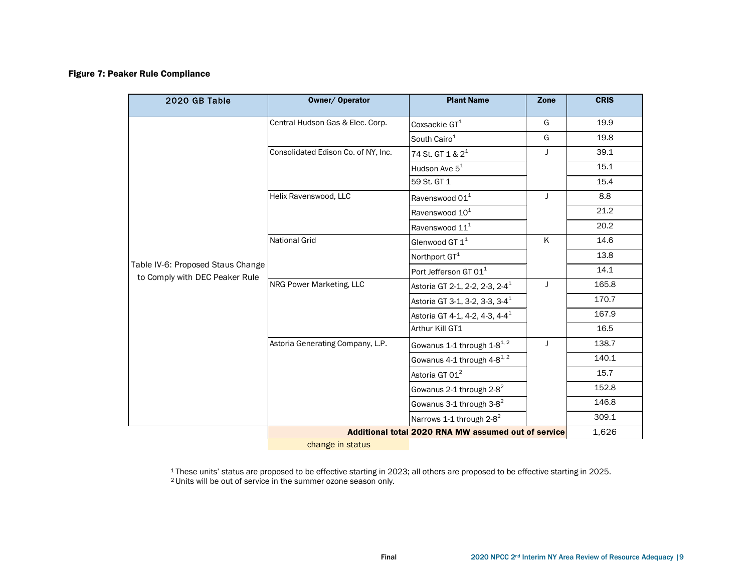**Figure 7: Peaker Rule Compliance**

| 2020 GB Table | Owner/ Operator | Plant Name | Zone | CRIS |
|---|---|---|---|---|
| Table IV-6: Proposed Staus Change to Comply with DEC Peaker Rule | Central Hudson Gas & Elec. Corp. | Coxsackie GT[1] | G | 19.9 |
| | | South Cairo[1] | G | 19.8 |
| | Consolidated Edison Co. of NY, Inc. | 74 St. GT 1 & 2[1] | J | 39.1 |
| | | Hudson Ave 5[1] | | 15.1 |
| | | 59 St. GT 1 | | 15.4 |
| | Helix Ravenswood, LLC | Ravenswood 01[1] | J | 8.8 |
| | | Ravenswood 10[1] | | 21.2 |
| | | Ravenswood 11[1] | | 20.2 |
| | National Grid | Glenwood GT 1[1] | K | 14.6 |
| | | Northport GT[1] | | 13.8 |
| | | Port Jefferson GT 01[1] | | 14.1 |
| | NRG Power Marketing, LLC | Astoria GT 2-1, 2-2, 2-3, 2-4[1] | J | 165.8 |
| | | Astoria GT 3-1, 3-2, 3-3, 3-4[1] | | 170.7 |
| | | Astoria GT 4-1, 4-2, 4-3, 4-4[1] | | 167.9 |
| | | Arthur Kill GT1 | | 16.5 |
| | Astoria Generating Company, L.P. | Gowanus 1-1 through 1-8[1, 2] | J | 138.7 |
| | | Gowanus 4-1 through 4-8[1, 2] | | 140.1 |
| | | Astoria GT 01[2] | | 15.7 |
| | | Gowanus 2-1 through 2-8[2] | | 152.8 |
| | | Gowanus 3-1 through 3-8[2] | | 146.8 |
| | | Narrows 1-1 through 2-8[2] | | 309.1 |
| | **Additional total 2020 RNA MW assumed out of service** | | | 1,626 |

change in status

[1] These units' status are proposed to be effective starting in 2023; all others are proposed to be effective starting in 2025.
[2] Units will be out of service in the summer ozone season only.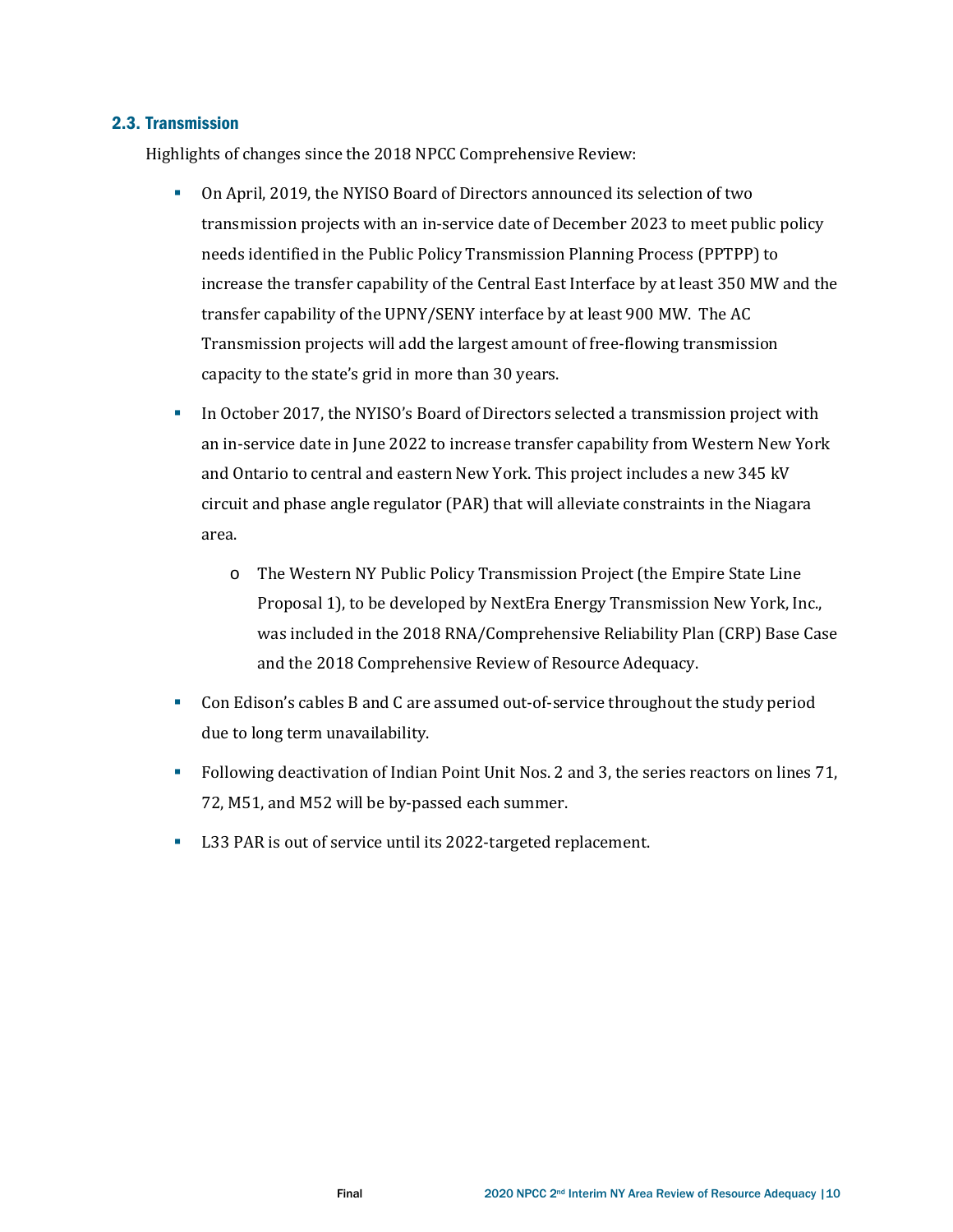## 2.3. Transmission

Highlights of changes since the 2018 NPCC Comprehensive Review:

- On April, 2019, the NYISO Board of Directors announced its selection of two transmission projects with an in-service date of December 2023 to meet public policy needs identified in the Public Policy Transmission Planning Process (PPTPP) to increase the transfer capability of the Central East Interface by at least 350 MW and the transfer capability of the UPNY/SENY interface by at least 900 MW. The AC Transmission projects will add the largest amount of free-flowing transmission capacity to the state's grid in more than 30 years.
- In October 2017, the NYISO's Board of Directors selected a transmission project with an in-service date in June 2022 to increase transfer capability from Western New York and Ontario to central and eastern New York. This project includes a new 345 kV circuit and phase angle regulator (PAR) that will alleviate constraints in the Niagara area.
  - The Western NY Public Policy Transmission Project (the Empire State Line Proposal 1), to be developed by NextEra Energy Transmission New York, Inc., was included in the 2018 RNA/Comprehensive Reliability Plan (CRP) Base Case and the 2018 Comprehensive Review of Resource Adequacy.
- Con Edison's cables B and C are assumed out-of-service throughout the study period due to long term unavailability.
- Following deactivation of Indian Point Unit Nos. 2 and 3, the series reactors on lines 71, 72, M51, and M52 will be by-passed each summer.
- L33 PAR is out of service until its 2022-targeted replacement.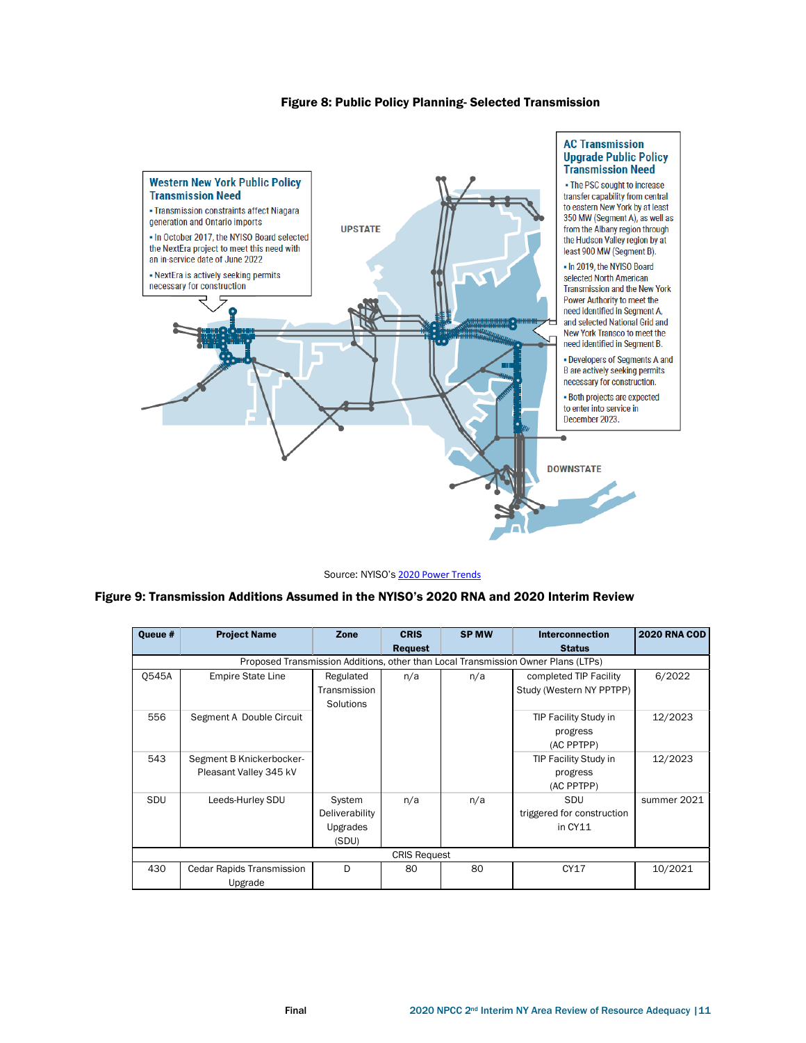**Figure 8: Public Policy Planning- Selected Transmission**

**Western New York Public Policy Transmission Need**

- Transmission constraints affect Niagara generation and Ontario imports
- In October 2017, the NYISO Board selected the NextEra project to meet this need with an in-service date of June 2022
- NextEra is actively seeking permits necessary for construction

**AC Transmission Upgrade Public Policy Transmission Need**

- The PSC sought to increase transfer capability from central to eastern New York by at least 350 MW (Segment A), as well as from the Albany region through the Hudson Valley region by at least 900 MW (Segment B).
- In 2019, the NYISO Board selected North American Transmission and the New York Power Authority to meet the need identified in Segment A, and selected National Grid and New York Transco to meet the need identified in Segment B.
- Developers of Segments A and B are actively seeking permits necessary for construction.
- Both projects are expected to enter into service in December 2023.

UPSTATE

DOWNSTATE

Source: NYISO's 2020 Power Trends

**Figure 9: Transmission Additions Assumed in the NYISO's 2020 RNA and 2020 Interim Review**

| Queue # | Project Name | Zone | CRIS Request | SP MW | Interconnection Status | 2020 RNA COD |
|---|---|---|---|---|---|---|
| Proposed Transmission Additions, other than Local Transmission Owner Plans (LTPs) | | | | | | |
| Q545A | Empire State Line | Regulated Transmission Solutions | n/a | n/a | completed TIP Facility Study (Western NY PPTPP) | 6/2022 |
| 556 | Segment A Double Circuit | | | | TIP Facility Study in progress (AC PPTPP) | 12/2023 |
| 543 | Segment B Knickerbocker-Pleasant Valley 345 kV | | | | TIP Facility Study in progress (AC PPTPP) | 12/2023 |
| SDU | Leeds-Hurley SDU | System Deliverability Upgrades (SDU) | n/a | n/a | SDU triggered for construction in CY11 | summer 2021 |
| CRIS Request | | | | | | |
| 430 | Cedar Rapids Transmission Upgrade | D | 80 | 80 | CY17 | 10/2021 |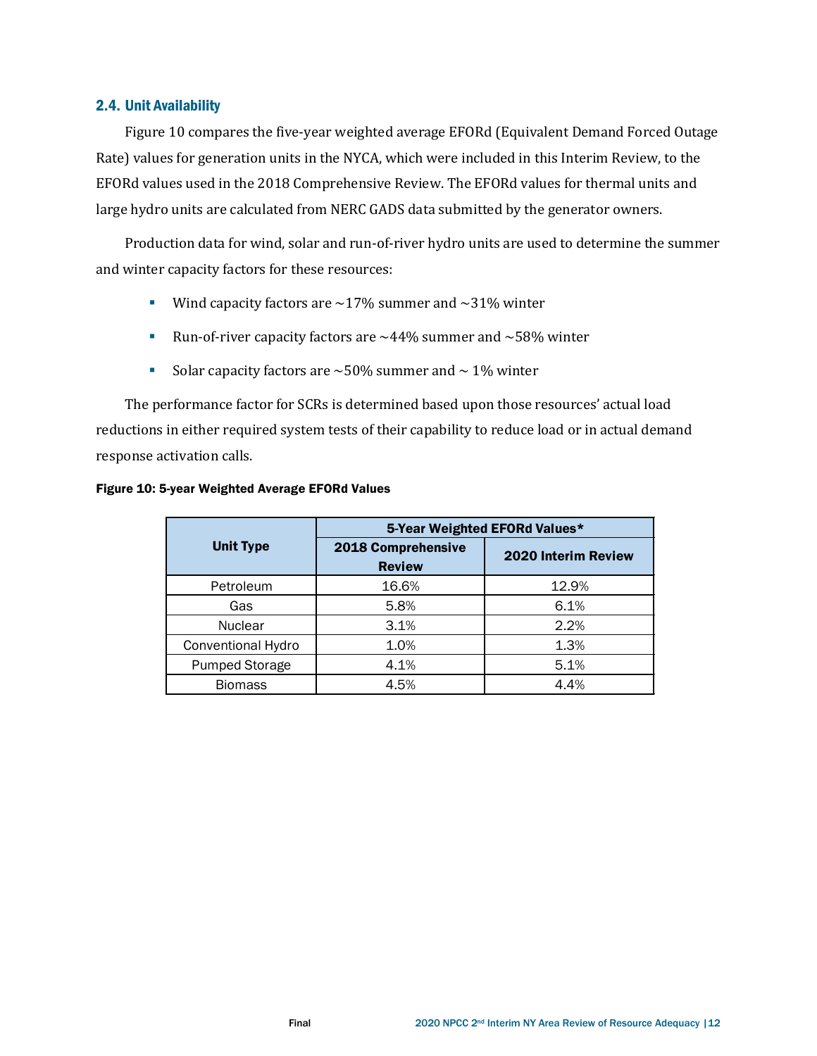## 2.4. Unit Availability

Figure 10 compares the five-year weighted average EFORd (Equivalent Demand Forced Outage Rate) values for generation units in the NYCA, which were included in this Interim Review, to the EFORd values used in the 2018 Comprehensive Review. The EFORd values for thermal units and large hydro units are calculated from NERC GADS data submitted by the generator owners.

Production data for wind, solar and run-of-river hydro units are used to determine the summer and winter capacity factors for these resources:

- Wind capacity factors are ~17% summer and ~31% winter
- Run-of-river capacity factors are ~44% summer and ~58% winter
- Solar capacity factors are ~50% summer and ~ 1% winter

The performance factor for SCRs is determined based upon those resources' actual load reductions in either required system tests of their capability to reduce load or in actual demand response activation calls.

**Figure 10: 5-year Weighted Average EFORd Values**

| Unit Type | 5-Year Weighted EFORd Values* | |
|---|---|---|
| | 2018 Comprehensive Review | 2020 Interim Review |
| Petroleum | 16.6% | 12.9% |
| Gas | 5.8% | 6.1% |
| Nuclear | 3.1% | 2.2% |
| Conventional Hydro | 1.0% | 1.3% |
| Pumped Storage | 4.1% | 5.1% |
| Biomass | 4.5% | 4.4% |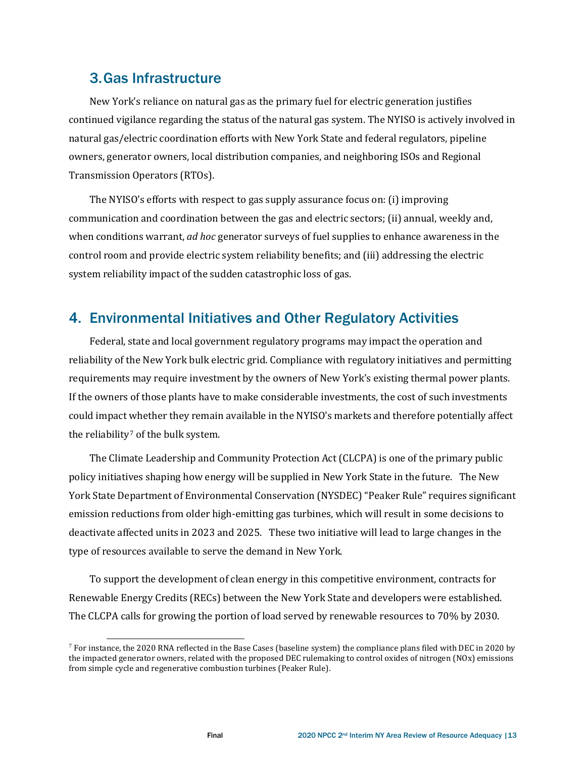## 3. Gas Infrastructure

New York's reliance on natural gas as the primary fuel for electric generation justifies continued vigilance regarding the status of the natural gas system. The NYISO is actively involved in natural gas/electric coordination efforts with New York State and federal regulators, pipeline owners, generator owners, local distribution companies, and neighboring ISOs and Regional Transmission Operators (RTOs).

The NYISO's efforts with respect to gas supply assurance focus on: (i) improving communication and coordination between the gas and electric sectors; (ii) annual, weekly and, when conditions warrant, *ad hoc* generator surveys of fuel supplies to enhance awareness in the control room and provide electric system reliability benefits; and (iii) addressing the electric system reliability impact of the sudden catastrophic loss of gas.

## 4. Environmental Initiatives and Other Regulatory Activities

Federal, state and local government regulatory programs may impact the operation and reliability of the New York bulk electric grid. Compliance with regulatory initiatives and permitting requirements may require investment by the owners of New York's existing thermal power plants. If the owners of those plants have to make considerable investments, the cost of such investments could impact whether they remain available in the NYISO's markets and therefore potentially affect the reliability[7] of the bulk system.

The Climate Leadership and Community Protection Act (CLCPA) is one of the primary public policy initiatives shaping how energy will be supplied in New York State in the future. The New York State Department of Environmental Conservation (NYSDEC) "Peaker Rule" requires significant emission reductions from older high-emitting gas turbines, which will result in some decisions to deactivate affected units in 2023 and 2025. These two initiative will lead to large changes in the type of resources available to serve the demand in New York.

To support the development of clean energy in this competitive environment, contracts for Renewable Energy Credits (RECs) between the New York State and developers were established. The CLCPA calls for growing the portion of load served by renewable resources to 70% by 2030.

[7] For instance, the 2020 RNA reflected in the Base Cases (baseline system) the compliance plans filed with DEC in 2020 by the impacted generator owners, related with the proposed DEC rulemaking to control oxides of nitrogen (NOx) emissions from simple cycle and regenerative combustion turbines (Peaker Rule).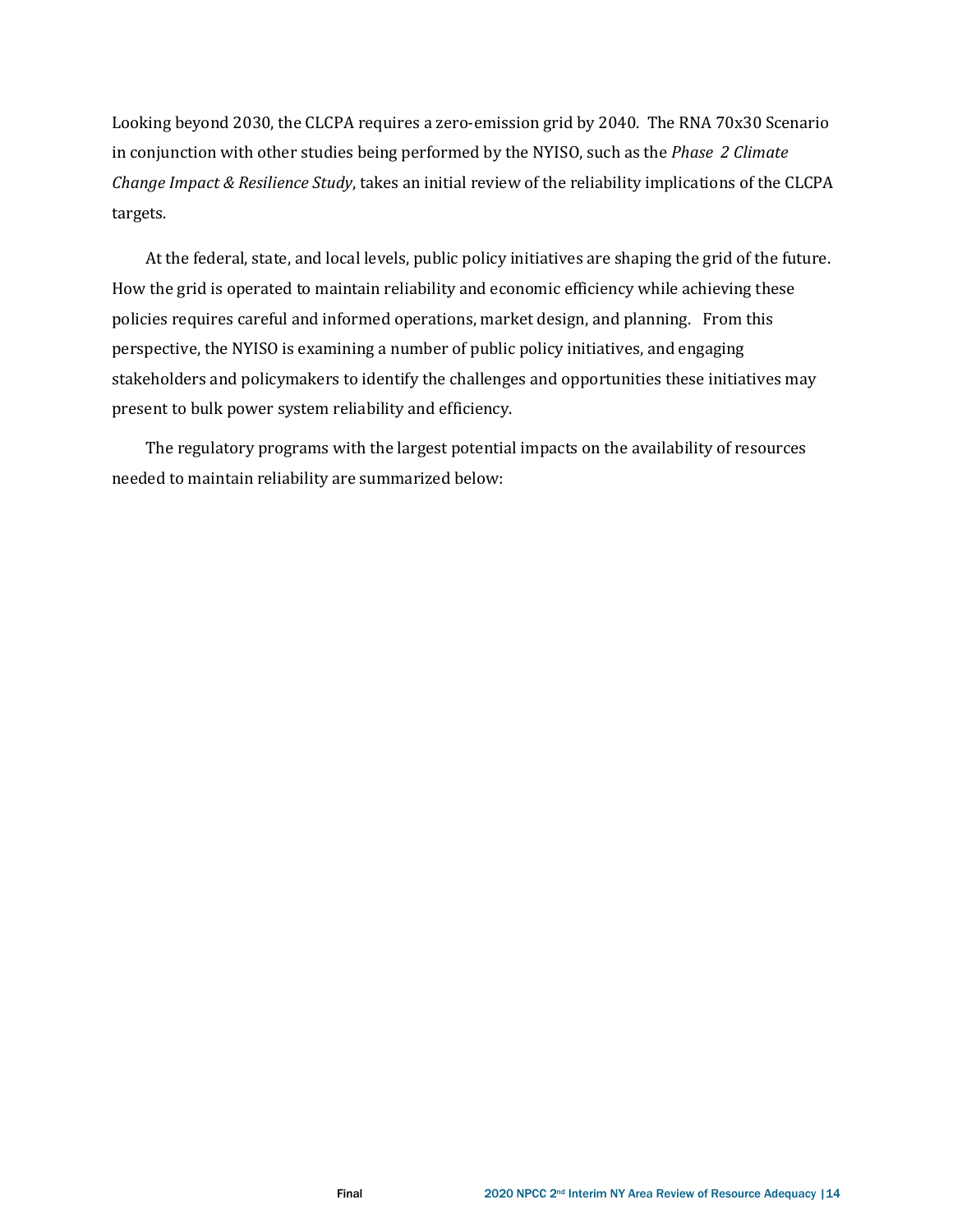Looking beyond 2030, the CLCPA requires a zero-emission grid by 2040. The RNA 70x30 Scenario in conjunction with other studies being performed by the NYISO, such as the *Phase 2 Climate Change Impact & Resilience Study*, takes an initial review of the reliability implications of the CLCPA targets.

At the federal, state, and local levels, public policy initiatives are shaping the grid of the future. How the grid is operated to maintain reliability and economic efficiency while achieving these policies requires careful and informed operations, market design, and planning. From this perspective, the NYISO is examining a number of public policy initiatives, and engaging stakeholders and policymakers to identify the challenges and opportunities these initiatives may present to bulk power system reliability and efficiency.

The regulatory programs with the largest potential impacts on the availability of resources needed to maintain reliability are summarized below: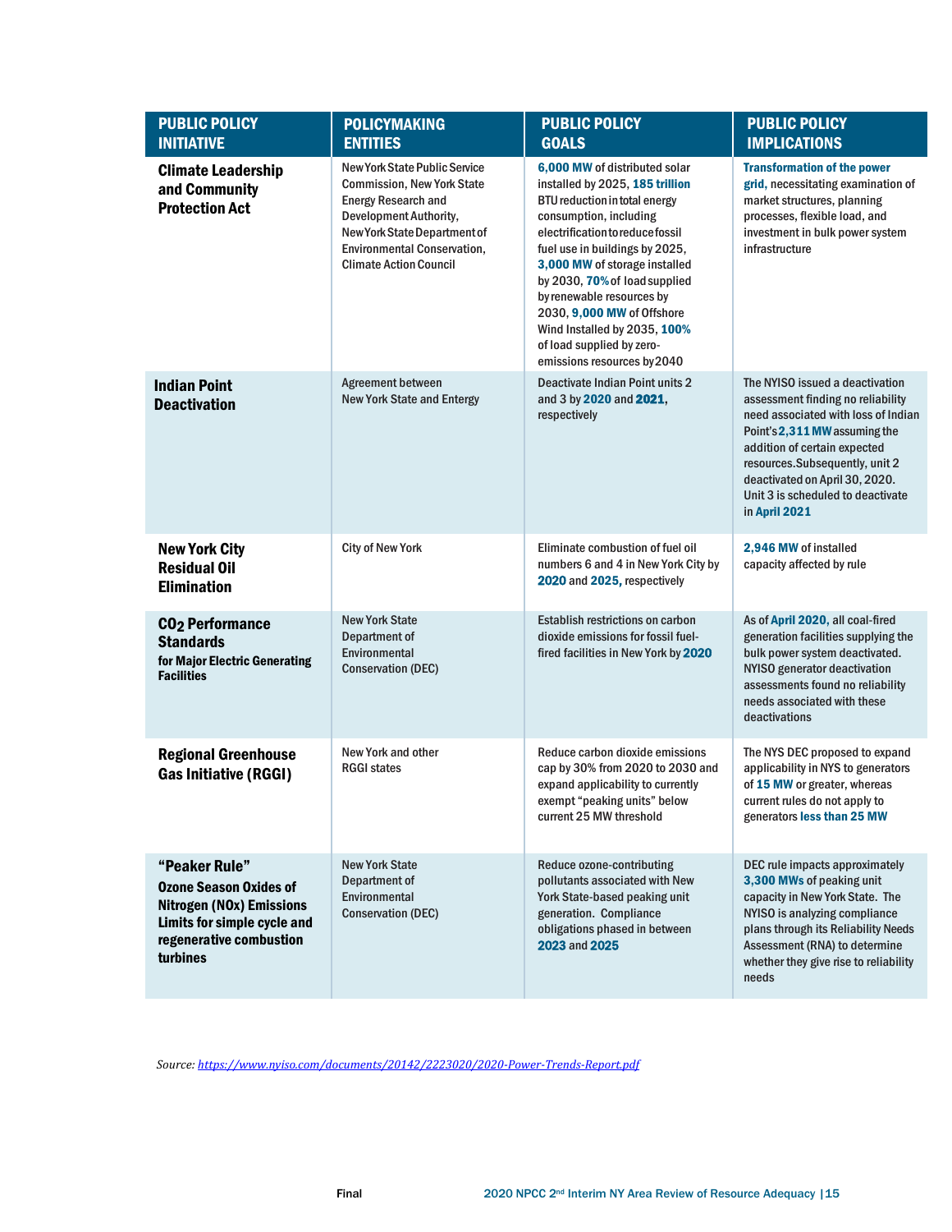| PUBLIC POLICY INITIATIVE | POLICYMAKING ENTITIES | PUBLIC POLICY GOALS | PUBLIC POLICY IMPLICATIONS |
|---|---|---|---|
| **Climate Leadership and Community Protection Act** | New York State Public Service Commission, New York State Energy Research and Development Authority, New York State Department of Environmental Conservation, Climate Action Council | **6,000 MW** of distributed solar installed by 2025, **185 trillion** BTU reduction in total energy consumption, including electrification to reduce fossil fuel use in buildings by 2025, **3,000 MW** of storage installed by 2030, **70%** of load supplied by renewable resources by 2030, **9,000 MW** of Offshore Wind Installed by 2035, **100%** of load supplied by zero-emissions resources by 2040 | **Transformation of the power grid,** necessitating examination of market structures, planning processes, flexible load, and investment in bulk power system infrastructure |
| **Indian Point Deactivation** | Agreement between New York State and Entergy | Deactivate Indian Point units 2 and 3 by **2020** and **2021**, respectively | The NYISO issued a deactivation assessment finding no reliability need associated with loss of Indian Point's **2,311 MW** assuming the addition of certain expected resources. Subsequently, unit 2 deactivated on April 30, 2020. Unit 3 is scheduled to deactivate in **April 2021** |
| **New York City Residual Oil Elimination** | City of New York | Eliminate combustion of fuel oil numbers 6 and 4 in New York City by **2020** and **2025,** respectively | **2,946 MW** of installed capacity affected by rule |
| **$CO_2$ Performance Standards for Major Electric Generating Facilities** | New York State Department of Environmental Conservation (DEC) | Establish restrictions on carbon dioxide emissions for fossil fuel-fired facilities in New York by **2020** | As of **April 2020**, all coal-fired generation facilities supplying the bulk power system deactivated. NYISO generator deactivation assessments found no reliability needs associated with these deactivations |
| **Regional Greenhouse Gas Initiative (RGGI)** | New York and other RGGI states | Reduce carbon dioxide emissions cap by 30% from 2020 to 2030 and expand applicability to currently exempt "peaking units" below current 25 MW threshold | The NYS DEC proposed to expand applicability in NYS to generators of **15 MW** or greater, whereas current rules do not apply to generators **less than 25 MW** |
| **"Peaker Rule" Ozone Season Oxides of Nitrogen (NOx) Emissions Limits for simple cycle and regenerative combustion turbines** | New York State Department of Environmental Conservation (DEC) | Reduce ozone-contributing pollutants associated with New York State-based peaking unit generation. Compliance obligations phased in between **2023** and **2025** | DEC rule impacts approximately **3,300 MWs** of peaking unit capacity in New York State. The NYISO is analyzing compliance plans through its Reliability Needs Assessment (RNA) to determine whether they give rise to reliability needs |

*Source: https://www.nyiso.com/documents/20142/2223020/2020-Power-Trends-Report.pdf*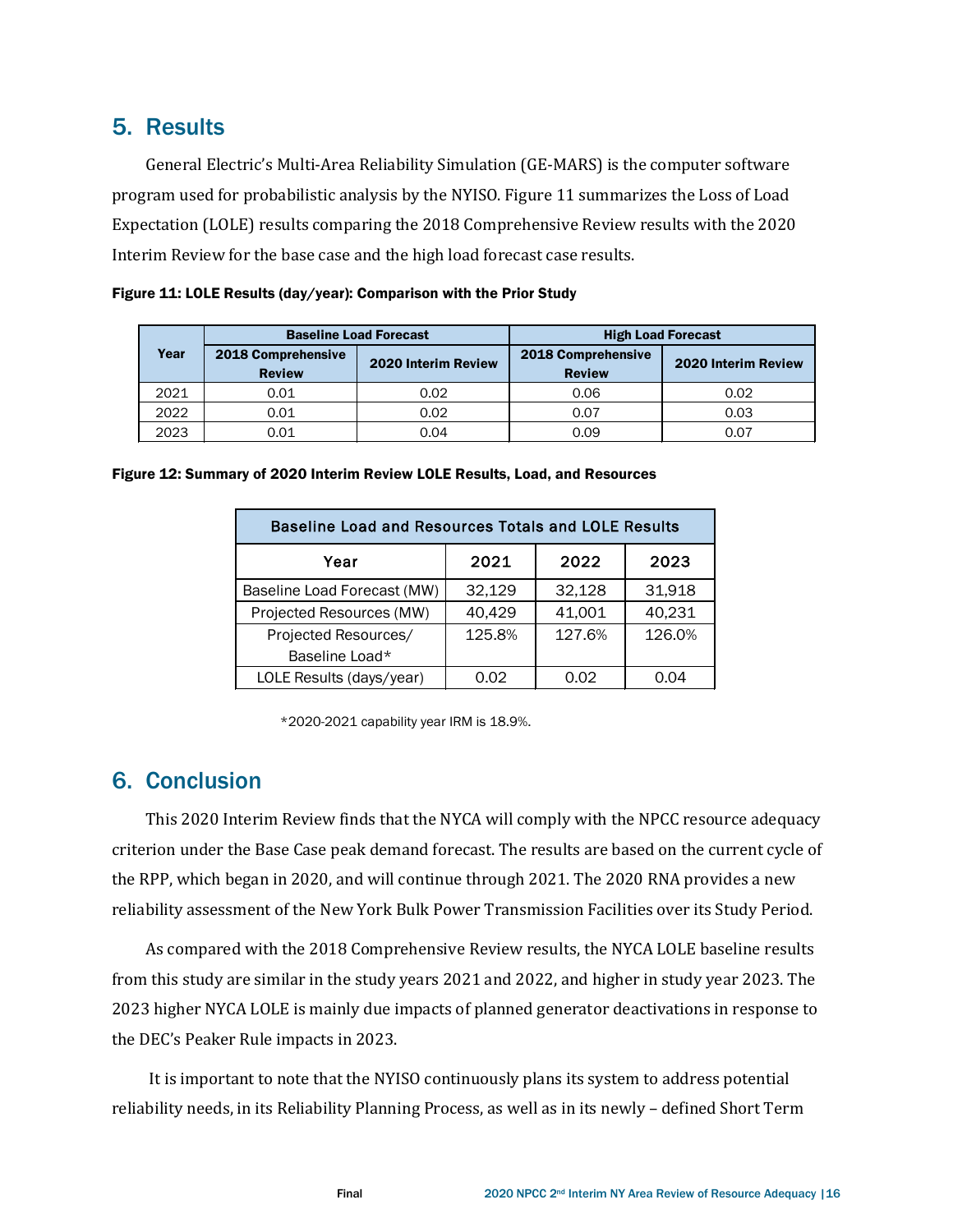## 5. Results

General Electric's Multi-Area Reliability Simulation (GE-MARS) is the computer software program used for probabilistic analysis by the NYISO. Figure 11 summarizes the Loss of Load Expectation (LOLE) results comparing the 2018 Comprehensive Review results with the 2020 Interim Review for the base case and the high load forecast case results.

**Figure 11: LOLE Results (day/year): Comparison with the Prior Study**

| Year | Baseline Load Forecast | | High Load Forecast | |
|---|---|---|---|---|
| | 2018 Comprehensive Review | 2020 Interim Review | 2018 Comprehensive Review | 2020 Interim Review |
| 2021 | 0.01 | 0.02 | 0.06 | 0.02 |
| 2022 | 0.01 | 0.02 | 0.07 | 0.03 |
| 2023 | 0.01 | 0.04 | 0.09 | 0.07 |

**Figure 12: Summary of 2020 Interim Review LOLE Results, Load, and Resources**

| Baseline Load and Resources Totals and LOLE Results | | | |
|---|---|---|---|
| Year | 2021 | 2022 | 2023 |
| Baseline Load Forecast (MW) | 32,129 | 32,128 | 31,918 |
| Projected Resources (MW) | 40,429 | 41,001 | 40,231 |
| Projected Resources/ Baseline Load* | 125.8% | 127.6% | 126.0% |
| LOLE Results (days/year) | 0.02 | 0.02 | 0.04 |

*2020-2021 capability year IRM is 18.9%.

## 6. Conclusion

This 2020 Interim Review finds that the NYCA will comply with the NPCC resource adequacy criterion under the Base Case peak demand forecast. The results are based on the current cycle of the RPP, which began in 2020, and will continue through 2021. The 2020 RNA provides a new reliability assessment of the New York Bulk Power Transmission Facilities over its Study Period.

As compared with the 2018 Comprehensive Review results, the NYCA LOLE baseline results from this study are similar in the study years 2021 and 2022, and higher in study year 2023. The 2023 higher NYCA LOLE is mainly due impacts of planned generator deactivations in response to the DEC's Peaker Rule impacts in 2023.

It is important to note that the NYISO continuously plans its system to address potential reliability needs, in its Reliability Planning Process, as well as in its newly – defined Short Term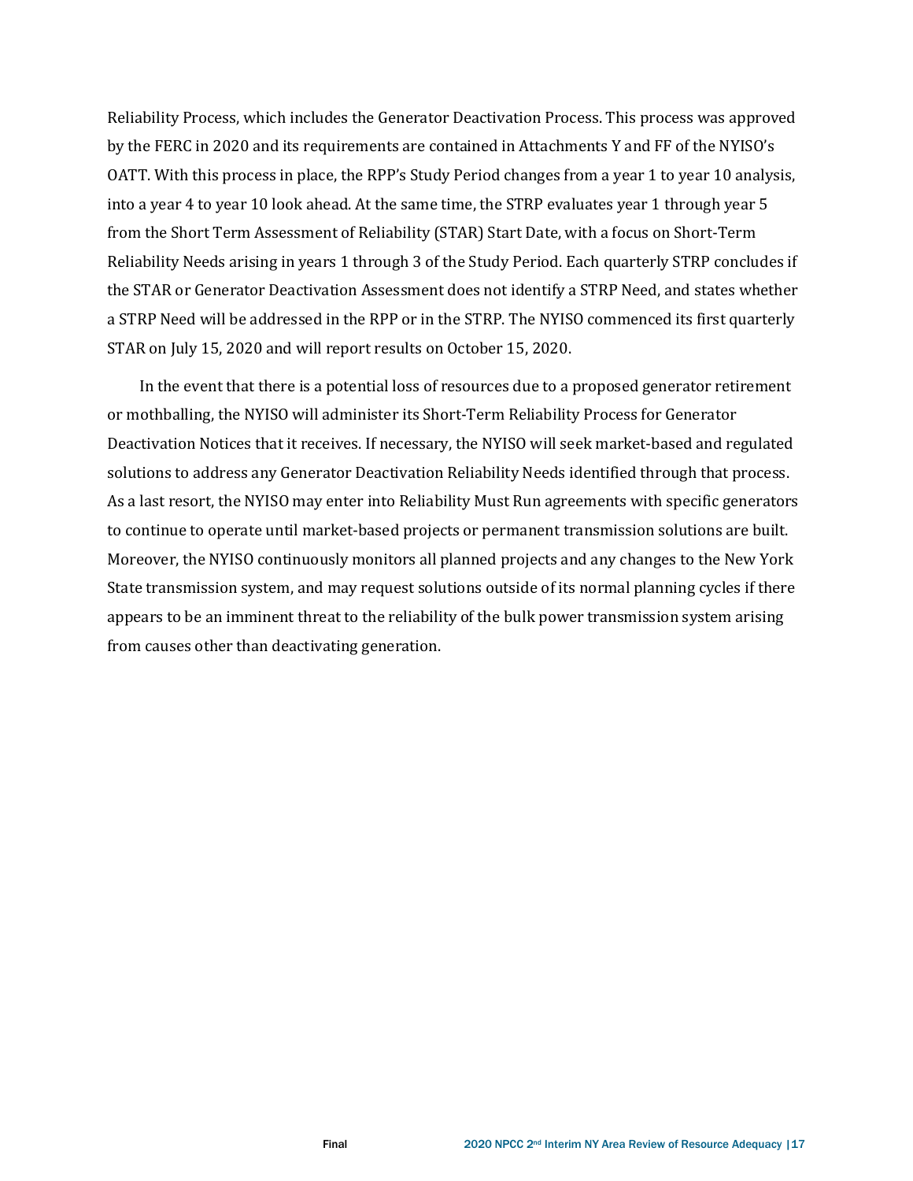Reliability Process, which includes the Generator Deactivation Process. This process was approved by the FERC in 2020 and its requirements are contained in Attachments Y and FF of the NYISO's OATT. With this process in place, the RPP's Study Period changes from a year 1 to year 10 analysis, into a year 4 to year 10 look ahead. At the same time, the STRP evaluates year 1 through year 5 from the Short Term Assessment of Reliability (STAR) Start Date, with a focus on Short-Term Reliability Needs arising in years 1 through 3 of the Study Period. Each quarterly STRP concludes if the STAR or Generator Deactivation Assessment does not identify a STRP Need, and states whether a STRP Need will be addressed in the RPP or in the STRP. The NYISO commenced its first quarterly STAR on July 15, 2020 and will report results on October 15, 2020.

In the event that there is a potential loss of resources due to a proposed generator retirement or mothballing, the NYISO will administer its Short-Term Reliability Process for Generator Deactivation Notices that it receives. If necessary, the NYISO will seek market-based and regulated solutions to address any Generator Deactivation Reliability Needs identified through that process. As a last resort, the NYISO may enter into Reliability Must Run agreements with specific generators to continue to operate until market-based projects or permanent transmission solutions are built. Moreover, the NYISO continuously monitors all planned projects and any changes to the New York State transmission system, and may request solutions outside of its normal planning cycles if there appears to be an imminent threat to the reliability of the bulk power transmission system arising from causes other than deactivating generation.